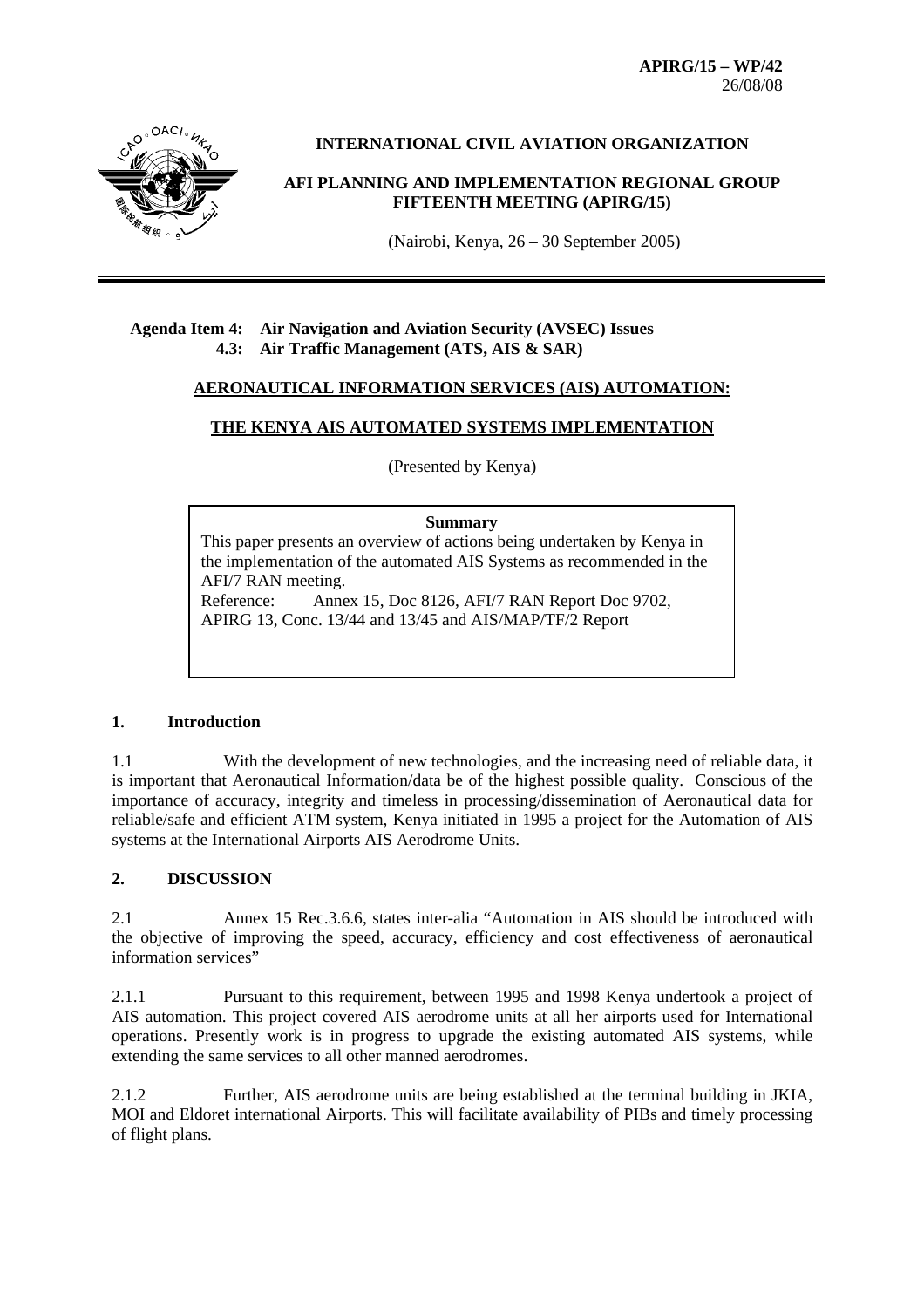**APIRG/15 – WP/42**
26/08/08

**INTERNATIONAL CIVIL AVIATION ORGANIZATION**

**AFI PLANNING AND IMPLEMENTATION REGIONAL GROUP FIFTEENTH MEETING (APIRG/15)**

(Nairobi, Kenya, 26 – 30 September 2005)

---

**Agenda Item 4: Air Navigation and Aviation Security (AVSEC) Issues**
**4.3: Air Traffic Management (ATS, AIS & SAR)**

**AERONAUTICAL INFORMATION SERVICES (AIS) AUTOMATION:**

**THE KENYA AIS AUTOMATED SYSTEMS IMPLEMENTATION**

(Presented by Kenya)

> **Summary**
>
> This paper presents an overview of actions being undertaken by Kenya in the implementation of the automated AIS Systems as recommended in the AFI/7 RAN meeting.
>
> Reference: Annex 15, Doc 8126, AFI/7 RAN Report Doc 9702, APIRG 13, Conc. 13/44 and 13/45 and AIS/MAP/TF/2 Report

## 1. Introduction

1.1 With the development of new technologies, and the increasing need of reliable data, it is important that Aeronautical Information/data be of the highest possible quality. Conscious of the importance of accuracy, integrity and timeless in processing/dissemination of Aeronautical data for reliable/safe and efficient ATM system, Kenya initiated in 1995 a project for the Automation of AIS systems at the International Airports AIS Aerodrome Units.

## 2. DISCUSSION

2.1 Annex 15 Rec.3.6.6, states inter-alia "Automation in AIS should be introduced with the objective of improving the speed, accuracy, efficiency and cost effectiveness of aeronautical information services"

2.1.1 Pursuant to this requirement, between 1995 and 1998 Kenya undertook a project of AIS automation. This project covered AIS aerodrome units at all her airports used for International operations. Presently work is in progress to upgrade the existing automated AIS systems, while extending the same services to all other manned aerodromes.

2.1.2 Further, AIS aerodrome units are being established at the terminal building in JKIA, MOI and Eldoret international Airports. This will facilitate availability of PIBs and timely processing of flight plans.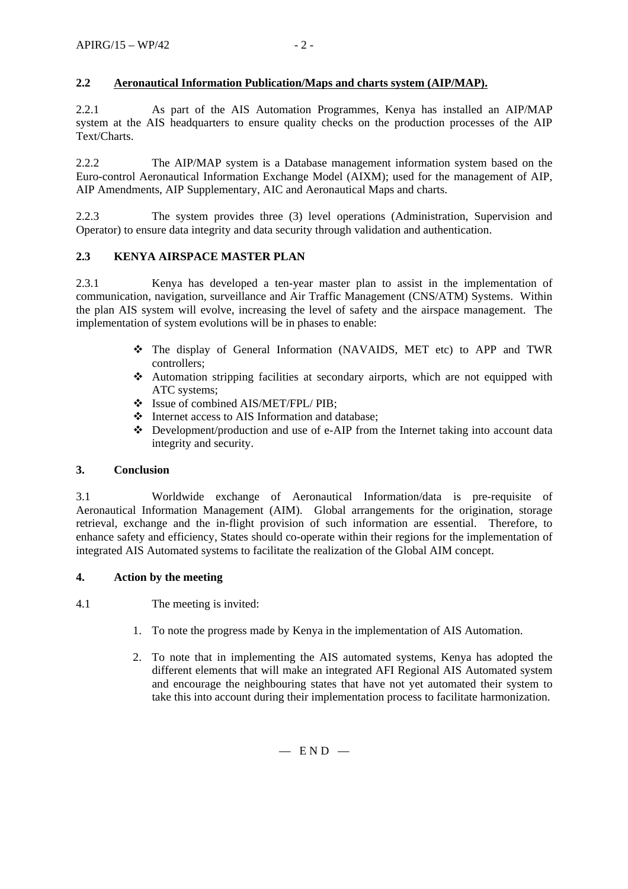**2.2 Aeronautical Information Publication/Maps and charts system (AIP/MAP).**

2.2.1 As part of the AIS Automation Programmes, Kenya has installed an AIP/MAP system at the AIS headquarters to ensure quality checks on the production processes of the AIP Text/Charts.

2.2.2 The AIP/MAP system is a Database management information system based on the Euro-control Aeronautical Information Exchange Model (AIXM); used for the management of AIP, AIP Amendments, AIP Supplementary, AIC and Aeronautical Maps and charts.

2.2.3 The system provides three (3) level operations (Administration, Supervision and Operator) to ensure data integrity and data security through validation and authentication.

**2.3 KENYA AIRSPACE MASTER PLAN**

2.3.1 Kenya has developed a ten-year master plan to assist in the implementation of communication, navigation, surveillance and Air Traffic Management (CNS/ATM) Systems. Within the plan AIS system will evolve, increasing the level of safety and the airspace management. The implementation of system evolutions will be in phases to enable:

- The display of General Information (NAVAIDS, MET etc) to APP and TWR controllers;
- Automation stripping facilities at secondary airports, which are not equipped with ATC systems;
- Issue of combined AIS/MET/FPL/ PIB;
- Internet access to AIS Information and database;
- Development/production and use of e-AIP from the Internet taking into account data integrity and security.

**3. Conclusion**

3.1 Worldwide exchange of Aeronautical Information/data is pre-requisite of Aeronautical Information Management (AIM). Global arrangements for the origination, storage retrieval, exchange and the in-flight provision of such information are essential. Therefore, to enhance safety and efficiency, States should co-operate within their regions for the implementation of integrated AIS Automated systems to facilitate the realization of the Global AIM concept.

**4. Action by the meeting**

4.1 The meeting is invited:

1. To note the progress made by Kenya in the implementation of AIS Automation.
2. To note that in implementing the AIS automated systems, Kenya has adopted the different elements that will make an integrated AFI Regional AIS Automated system and encourage the neighbouring states that have not yet automated their system to take this into account during their implementation process to facilitate harmonization.

— END —